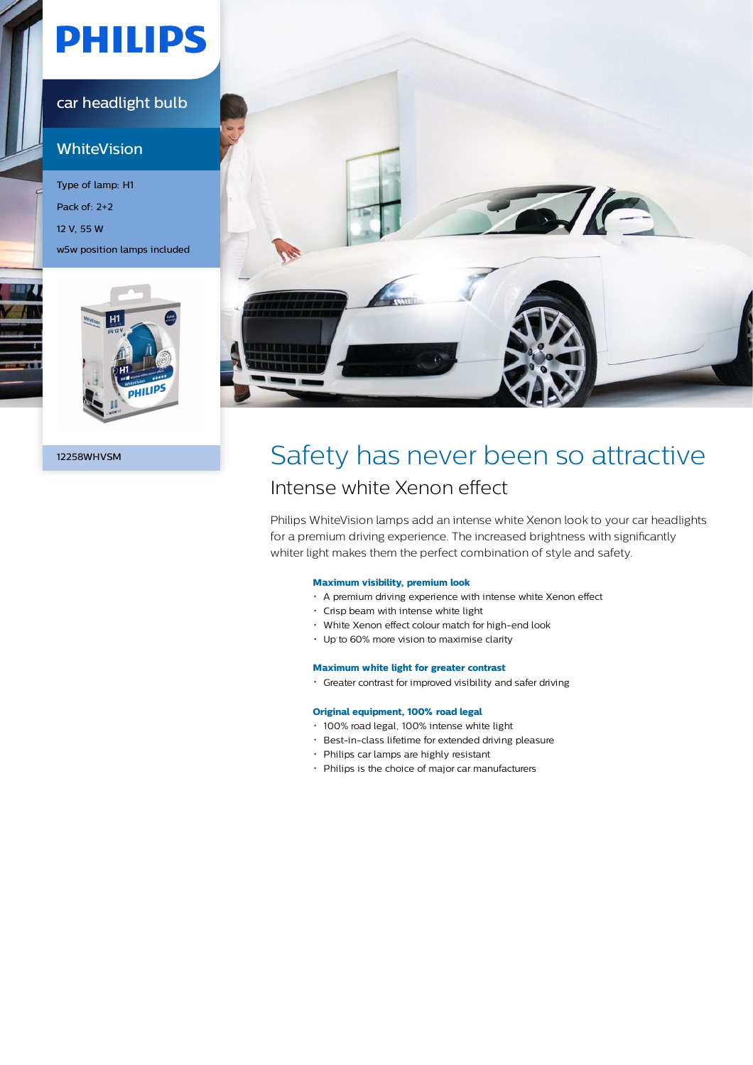PHILIPS

car headlight bulb

## WhiteVision

Type of lamp: H1

Pack of: 2+2

12 V, 55 W

w5w position lamps included

12258WHVSM

# Safety has never been so attractive

## Intense white Xenon effect

Philips WhiteVision lamps add an intense white Xenon look to your car headlights for a premium driving experience. The increased brightness with significantly whiter light makes them the perfect combination of style and safety.

**Maximum visibility, premium look**

- A premium driving experience with intense white Xenon effect
- Crisp beam with intense white light
- White Xenon effect colour match for high-end look
- Up to 60% more vision to maximise clarity

**Maximum white light for greater contrast**

- Greater contrast for improved visibility and safer driving

**Original equipment, 100% road legal**

- 100% road legal, 100% intense white light
- Best-in-class lifetime for extended driving pleasure
- Philips car lamps are highly resistant
- Philips is the choice of major car manufacturers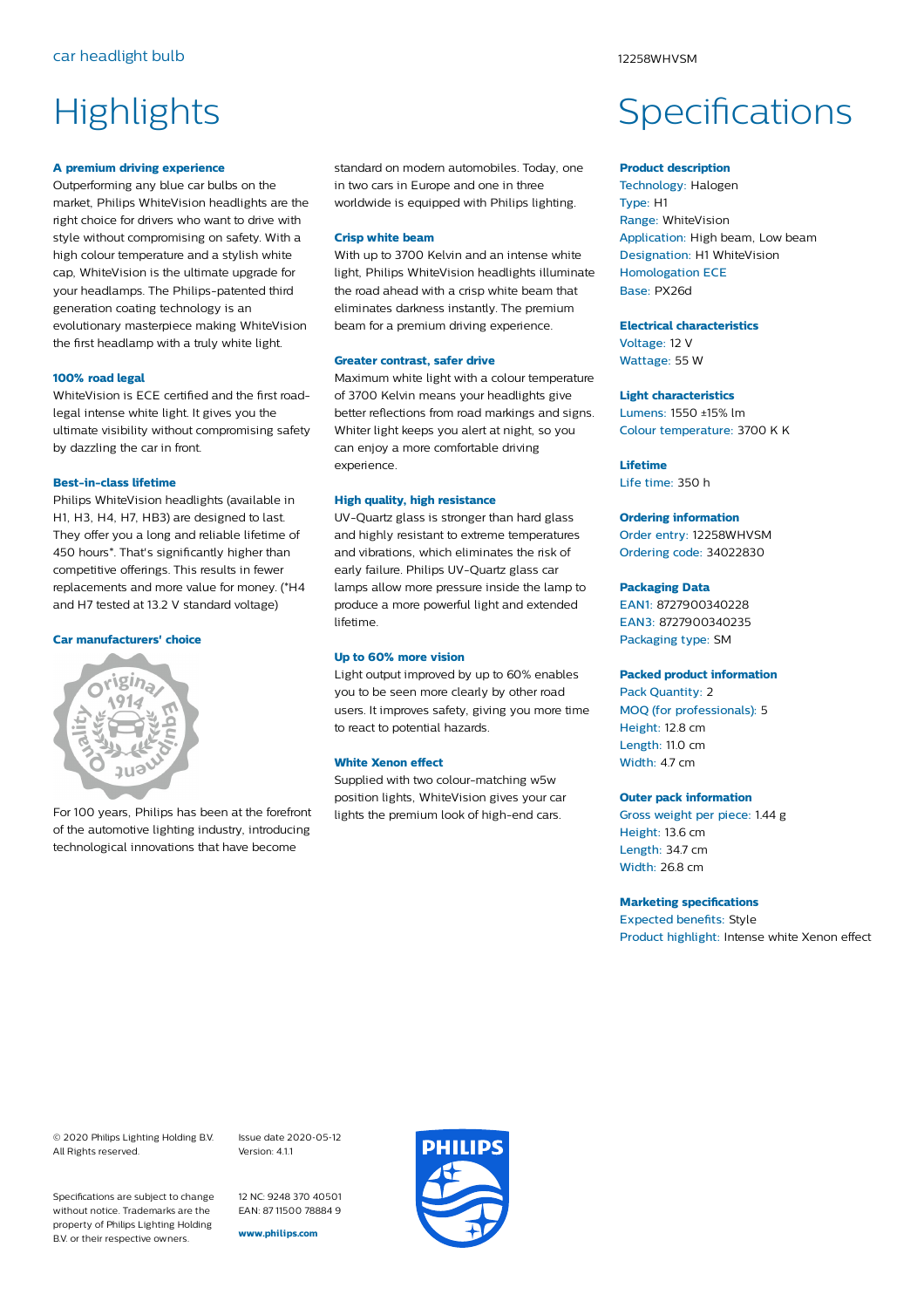car headlight bulb

12258WHVSM

# Highlights

### A premium driving experience

Outperforming any blue car bulbs on the market, Philips WhiteVision headlights are the right choice for drivers who want to drive with style without compromising on safety. With a high colour temperature and a stylish white cap, WhiteVision is the ultimate upgrade for your headlamps. The Philips-patented third generation coating technology is an evolutionary masterpiece making WhiteVision the first headlamp with a truly white light.

### 100% road legal

WhiteVision is ECE certified and the first road-legal intense white light. It gives you the ultimate visibility without compromising safety by dazzling the car in front.

### Best-in-class lifetime

Philips WhiteVision headlights (available in H1, H3, H4, H7, HB3) are designed to last. They offer you a long and reliable lifetime of 450 hours*. That's significantly higher than competitive offerings. This results in fewer replacements and more value for money. (*H4 and H7 tested at 13.2 V standard voltage)

### Car manufacturers' choice

For 100 years, Philips has been at the forefront of the automotive lighting industry, introducing technological innovations that have become standard on modern automobiles. Today, one in two cars in Europe and one in three worldwide is equipped with Philips lighting.

### Crisp white beam

With up to 3700 Kelvin and an intense white light, Philips WhiteVision headlights illuminate the road ahead with a crisp white beam that eliminates darkness instantly. The premium beam for a premium driving experience.

### Greater contrast, safer drive

Maximum white light with a colour temperature of 3700 Kelvin means your headlights give better reflections from road markings and signs. Whiter light keeps you alert at night, so you can enjoy a more comfortable driving experience.

### High quality, high resistance

UV-Quartz glass is stronger than hard glass and highly resistant to extreme temperatures and vibrations, which eliminates the risk of early failure. Philips UV-Quartz glass car lamps allow more pressure inside the lamp to produce a more powerful light and extended lifetime.

### Up to 60% more vision

Light output improved by up to 60% enables you to be seen more clearly by other road users. It improves safety, giving you more time to react to potential hazards.

### White Xenon effect

Supplied with two colour-matching w5w position lights, WhiteVision gives your car lights the premium look of high-end cars.

# Specifications

### Product description

- Technology: Halogen
- Type: H1
- Range: WhiteVision
- Application: High beam, Low beam
- Designation: H1 WhiteVision
- Homologation ECE
- Base: PX26d

### Electrical characteristics

- Voltage: 12 V
- Wattage: 55 W

### Light characteristics

- Lumens: 1550 ±15% lm
- Colour temperature: 3700 K K

### Lifetime

- Life time: 350 h

### Ordering information

- Order entry: 12258WHVSM
- Ordering code: 34022830

### Packaging Data

- EAN1: 8727900340228
- EAN3: 8727900340235
- Packaging type: SM

### Packed product information

- Pack Quantity: 2
- MOQ (for professionals): 5
- Height: 12.8 cm
- Length: 11.0 cm
- Width: 4.7 cm

### Outer pack information

- Gross weight per piece: 1.44 g
- Height: 13.6 cm
- Length: 34.7 cm
- Width: 26.8 cm

### Marketing specifications

- Expected benefits: Style
- Product highlight: Intense white Xenon effect

© 2020 Philips Lighting Holding B.V.
All Rights reserved.

Specifications are subject to change without notice. Trademarks are the property of Philips Lighting Holding B.V. or their respective owners.

Issue date 2020-05-12
Version: 4.1.1

12 NC: 9248 370 40501
EAN: 87 11500 78884 9

www.philips.com